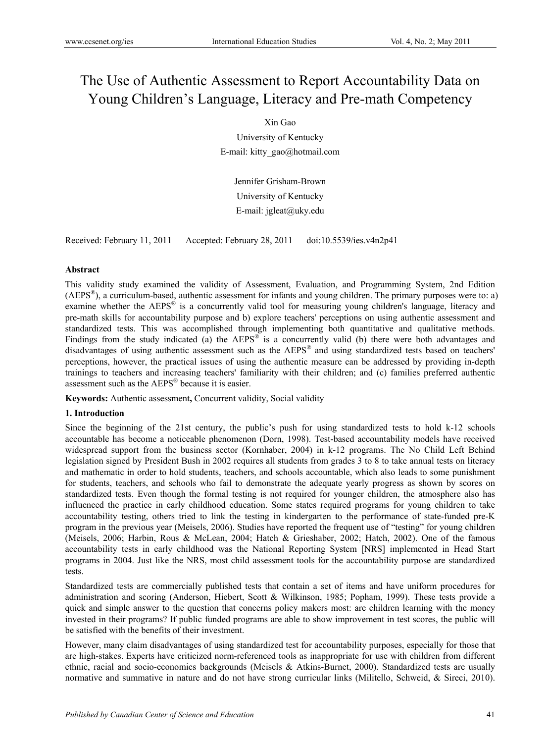# The Use of Authentic Assessment to Report Accountability Data on Young Children's Language, Literacy and Pre-math Competency

Xin Gao

University of Kentucky

E-mail: kitty_gao@hotmail.com

Jennifer Grisham-Brown

University of Kentucky

E-mail: jgleat@uky.edu

Received: February 11, 2011 Accepted: February 28, 2011 doi:10.5539/ies.v4n2p41

**Abstract**

This validity study examined the validity of Assessment, Evaluation, and Programming System, 2nd Edition (AEPS®), a curriculum-based, authentic assessment for infants and young children. The primary purposes were to: a) examine whether the AEPS® is a concurrently valid tool for measuring young children's language, literacy and pre-math skills for accountability purpose and b) explore teachers' perceptions on using authentic assessment and standardized tests. This was accomplished through implementing both quantitative and qualitative methods. Findings from the study indicated (a) the AEPS® is a concurrently valid (b) there were both advantages and disadvantages of using authentic assessment such as the AEPS® and using standardized tests based on teachers' perceptions, however, the practical issues of using the authentic measure can be addressed by providing in-depth trainings to teachers and increasing teachers' familiarity with their children; and (c) families preferred authentic assessment such as the AEPS® because it is easier.

**Keywords:** Authentic assessment**,** Concurrent validity, Social validity

## 1. Introduction

Since the beginning of the 21st century, the public's push for using standardized tests to hold k-12 schools accountable has become a noticeable phenomenon (Dorn, 1998). Test-based accountability models have received widespread support from the business sector (Kornhaber, 2004) in k-12 programs. The No Child Left Behind legislation signed by President Bush in 2002 requires all students from grades 3 to 8 to take annual tests on literacy and mathematic in order to hold students, teachers, and schools accountable, which also leads to some punishment for students, teachers, and schools who fail to demonstrate the adequate yearly progress as shown by scores on standardized tests. Even though the formal testing is not required for younger children, the atmosphere also has influenced the practice in early childhood education. Some states required programs for young children to take accountability testing, others tried to link the testing in kindergarten to the performance of state-funded pre-K program in the previous year (Meisels, 2006). Studies have reported the frequent use of "testing" for young children (Meisels, 2006; Harbin, Rous & McLean, 2004; Hatch & Grieshaber, 2002; Hatch, 2002). One of the famous accountability tests in early childhood was the National Reporting System [NRS] implemented in Head Start programs in 2004. Just like the NRS, most child assessment tools for the accountability purpose are standardized tests.

Standardized tests are commercially published tests that contain a set of items and have uniform procedures for administration and scoring (Anderson, Hiebert, Scott & Wilkinson, 1985; Popham, 1999). These tests provide a quick and simple answer to the question that concerns policy makers most: are children learning with the money invested in their programs? If public funded programs are able to show improvement in test scores, the public will be satisfied with the benefits of their investment.

However, many claim disadvantages of using standardized test for accountability purposes, especially for those that are high-stakes. Experts have criticized norm-referenced tools as inappropriate for use with children from different ethnic, racial and socio-economics backgrounds (Meisels & Atkins-Burnet, 2000). Standardized tests are usually normative and summative in nature and do not have strong curricular links (Militello, Schweid, & Sireci, 2010).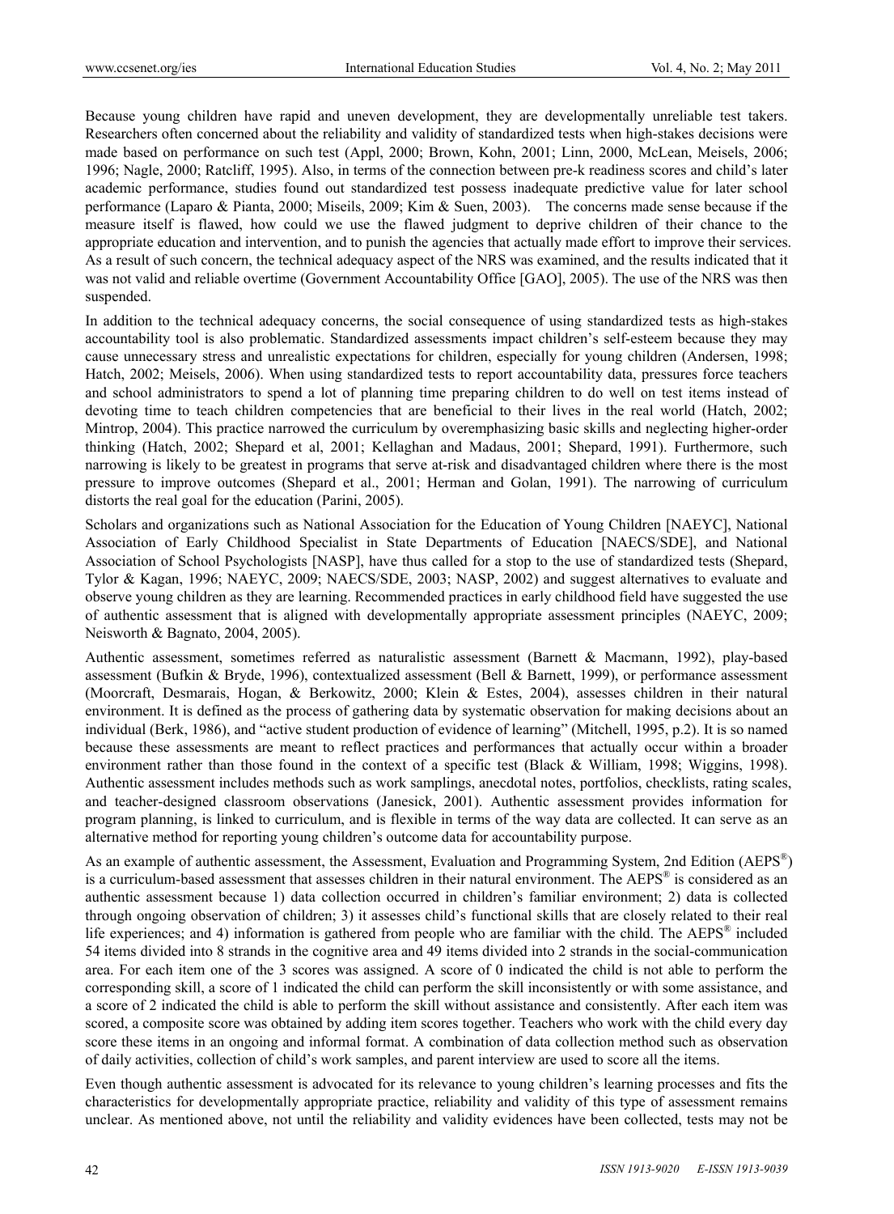Because young children have rapid and uneven development, they are developmentally unreliable test takers. Researchers often concerned about the reliability and validity of standardized tests when high-stakes decisions were made based on performance on such test (Appl, 2000; Brown, Kohn, 2001; Linn, 2000, McLean, Meisels, 2006; 1996; Nagle, 2000; Ratcliff, 1995). Also, in terms of the connection between pre-k readiness scores and child's later academic performance, studies found out standardized test possess inadequate predictive value for later school performance (Laparo & Pianta, 2000; Miseils, 2009; Kim & Suen, 2003). The concerns made sense because if the measure itself is flawed, how could we use the flawed judgment to deprive children of their chance to the appropriate education and intervention, and to punish the agencies that actually made effort to improve their services. As a result of such concern, the technical adequacy aspect of the NRS was examined, and the results indicated that it was not valid and reliable overtime (Government Accountability Office [GAO], 2005). The use of the NRS was then suspended.

In addition to the technical adequacy concerns, the social consequence of using standardized tests as high-stakes accountability tool is also problematic. Standardized assessments impact children's self-esteem because they may cause unnecessary stress and unrealistic expectations for children, especially for young children (Andersen, 1998; Hatch, 2002; Meisels, 2006). When using standardized tests to report accountability data, pressures force teachers and school administrators to spend a lot of planning time preparing children to do well on test items instead of devoting time to teach children competencies that are beneficial to their lives in the real world (Hatch, 2002; Mintrop, 2004). This practice narrowed the curriculum by overemphasizing basic skills and neglecting higher-order thinking (Hatch, 2002; Shepard et al, 2001; Kellaghan and Madaus, 2001; Shepard, 1991). Furthermore, such narrowing is likely to be greatest in programs that serve at-risk and disadvantaged children where there is the most pressure to improve outcomes (Shepard et al., 2001; Herman and Golan, 1991). The narrowing of curriculum distorts the real goal for the education (Parini, 2005).

Scholars and organizations such as National Association for the Education of Young Children [NAEYC], National Association of Early Childhood Specialist in State Departments of Education [NAECS/SDE], and National Association of School Psychologists [NASP], have thus called for a stop to the use of standardized tests (Shepard, Tylor & Kagan, 1996; NAEYC, 2009; NAECS/SDE, 2003; NASP, 2002) and suggest alternatives to evaluate and observe young children as they are learning. Recommended practices in early childhood field have suggested the use of authentic assessment that is aligned with developmentally appropriate assessment principles (NAEYC, 2009; Neisworth & Bagnato, 2004, 2005).

Authentic assessment, sometimes referred as naturalistic assessment (Barnett & Macmann, 1992), play-based assessment (Bufkin & Bryde, 1996), contextualized assessment (Bell & Barnett, 1999), or performance assessment (Moorcraft, Desmarais, Hogan, & Berkowitz, 2000; Klein & Estes, 2004), assesses children in their natural environment. It is defined as the process of gathering data by systematic observation for making decisions about an individual (Berk, 1986), and "active student production of evidence of learning" (Mitchell, 1995, p.2). It is so named because these assessments are meant to reflect practices and performances that actually occur within a broader environment rather than those found in the context of a specific test (Black & William, 1998; Wiggins, 1998). Authentic assessment includes methods such as work samplings, anecdotal notes, portfolios, checklists, rating scales, and teacher-designed classroom observations (Janesick, 2001). Authentic assessment provides information for program planning, is linked to curriculum, and is flexible in terms of the way data are collected. It can serve as an alternative method for reporting young children's outcome data for accountability purpose.

As an example of authentic assessment, the Assessment, Evaluation and Programming System, 2nd Edition (AEPS®) is a curriculum-based assessment that assesses children in their natural environment. The AEPS® is considered as an authentic assessment because 1) data collection occurred in children's familiar environment; 2) data is collected through ongoing observation of children; 3) it assesses child's functional skills that are closely related to their real life experiences; and 4) information is gathered from people who are familiar with the child. The AEPS® included 54 items divided into 8 strands in the cognitive area and 49 items divided into 2 strands in the social-communication area. For each item one of the 3 scores was assigned. A score of 0 indicated the child is not able to perform the corresponding skill, a score of 1 indicated the child can perform the skill inconsistently or with some assistance, and a score of 2 indicated the child is able to perform the skill without assistance and consistently. After each item was scored, a composite score was obtained by adding item scores together. Teachers who work with the child every day score these items in an ongoing and informal format. A combination of data collection method such as observation of daily activities, collection of child's work samples, and parent interview are used to score all the items.

Even though authentic assessment is advocated for its relevance to young children's learning processes and fits the characteristics for developmentally appropriate practice, reliability and validity of this type of assessment remains unclear. As mentioned above, not until the reliability and validity evidences have been collected, tests may not be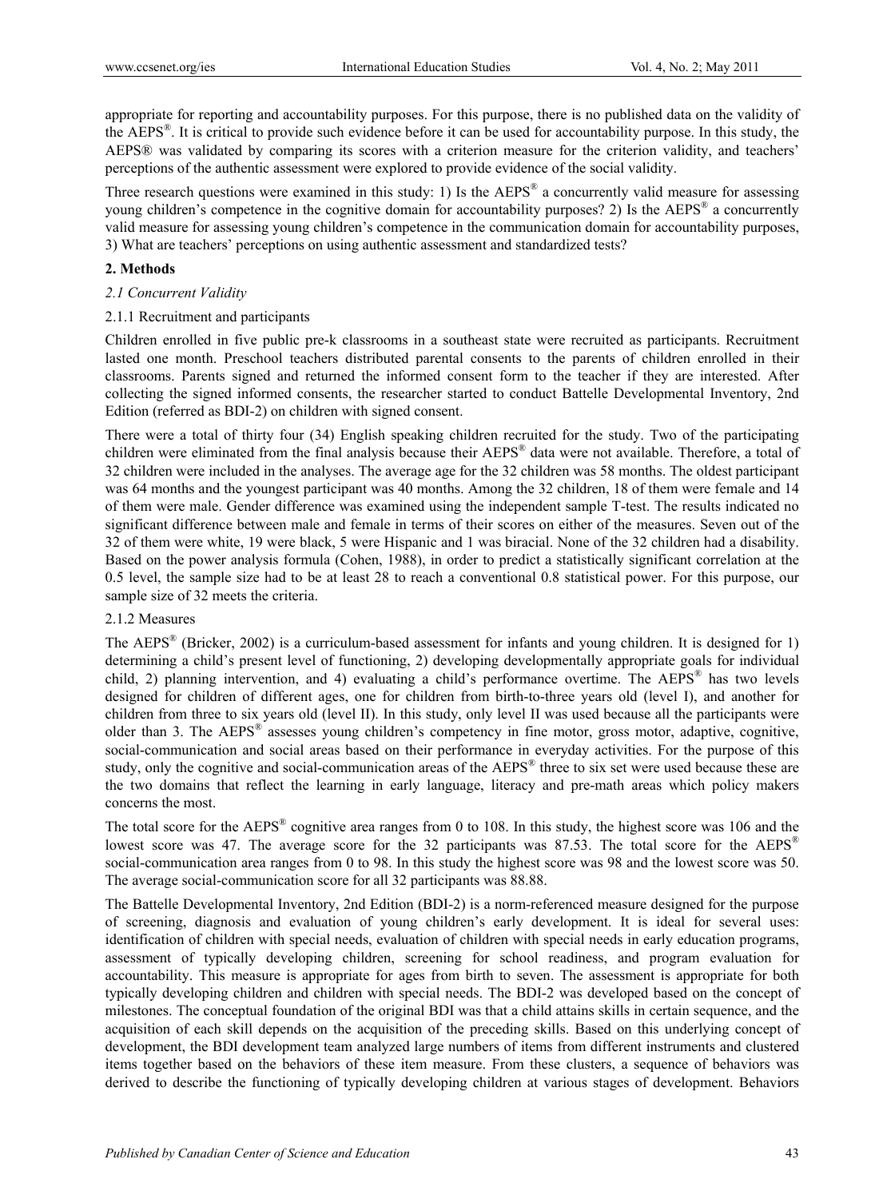appropriate for reporting and accountability purposes. For this purpose, there is no published data on the validity of the AEPS®. It is critical to provide such evidence before it can be used for accountability purpose. In this study, the AEPS® was validated by comparing its scores with a criterion measure for the criterion validity, and teachers' perceptions of the authentic assessment were explored to provide evidence of the social validity.

Three research questions were examined in this study: 1) Is the AEPS® a concurrently valid measure for assessing young children's competence in the cognitive domain for accountability purposes? 2) Is the AEPS® a concurrently valid measure for assessing young children's competence in the communication domain for accountability purposes, 3) What are teachers' perceptions on using authentic assessment and standardized tests?

## 2. Methods

### *2.1 Concurrent Validity*

#### 2.1.1 Recruitment and participants

Children enrolled in five public pre-k classrooms in a southeast state were recruited as participants. Recruitment lasted one month. Preschool teachers distributed parental consents to the parents of children enrolled in their classrooms. Parents signed and returned the informed consent form to the teacher if they are interested. After collecting the signed informed consents, the researcher started to conduct Battelle Developmental Inventory, 2nd Edition (referred as BDI-2) on children with signed consent.

There were a total of thirty four (34) English speaking children recruited for the study. Two of the participating children were eliminated from the final analysis because their AEPS® data were not available. Therefore, a total of 32 children were included in the analyses. The average age for the 32 children was 58 months. The oldest participant was 64 months and the youngest participant was 40 months. Among the 32 children, 18 of them were female and 14 of them were male. Gender difference was examined using the independent sample T-test. The results indicated no significant difference between male and female in terms of their scores on either of the measures. Seven out of the 32 of them were white, 19 were black, 5 were Hispanic and 1 was biracial. None of the 32 children had a disability. Based on the power analysis formula (Cohen, 1988), in order to predict a statistically significant correlation at the 0.5 level, the sample size had to be at least 28 to reach a conventional 0.8 statistical power. For this purpose, our sample size of 32 meets the criteria.

#### 2.1.2 Measures

The AEPS® (Bricker, 2002) is a curriculum-based assessment for infants and young children. It is designed for 1) determining a child's present level of functioning, 2) developing developmentally appropriate goals for individual child, 2) planning intervention, and 4) evaluating a child's performance overtime. The AEPS® has two levels designed for children of different ages, one for children from birth-to-three years old (level I), and another for children from three to six years old (level II). In this study, only level II was used because all the participants were older than 3. The AEPS® assesses young children's competency in fine motor, gross motor, adaptive, cognitive, social-communication and social areas based on their performance in everyday activities. For the purpose of this study, only the cognitive and social-communication areas of the AEPS® three to six set were used because these are the two domains that reflect the learning in early language, literacy and pre-math areas which policy makers concerns the most.

The total score for the AEPS® cognitive area ranges from 0 to 108. In this study, the highest score was 106 and the lowest score was 47. The average score for the 32 participants was 87.53. The total score for the AEPS® social-communication area ranges from 0 to 98. In this study the highest score was 98 and the lowest score was 50. The average social-communication score for all 32 participants was 88.88.

The Battelle Developmental Inventory, 2nd Edition (BDI-2) is a norm-referenced measure designed for the purpose of screening, diagnosis and evaluation of young children's early development. It is ideal for several uses: identification of children with special needs, evaluation of children with special needs in early education programs, assessment of typically developing children, screening for school readiness, and program evaluation for accountability. This measure is appropriate for ages from birth to seven. The assessment is appropriate for both typically developing children and children with special needs. The BDI-2 was developed based on the concept of milestones. The conceptual foundation of the original BDI was that a child attains skills in certain sequence, and the acquisition of each skill depends on the acquisition of the preceding skills. Based on this underlying concept of development, the BDI development team analyzed large numbers of items from different instruments and clustered items together based on the behaviors of these item measure. From these clusters, a sequence of behaviors was derived to describe the functioning of typically developing children at various stages of development. Behaviors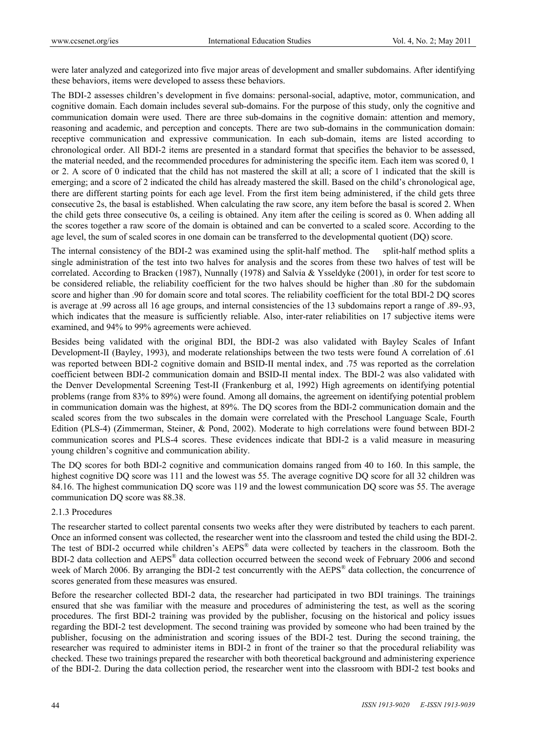were later analyzed and categorized into five major areas of development and smaller subdomains. After identifying these behaviors, items were developed to assess these behaviors.

The BDI-2 assesses children's development in five domains: personal-social, adaptive, motor, communication, and cognitive domain. Each domain includes several sub-domains. For the purpose of this study, only the cognitive and communication domain were used. There are three sub-domains in the cognitive domain: attention and memory, reasoning and academic, and perception and concepts. There are two sub-domains in the communication domain: receptive communication and expressive communication. In each sub-domain, items are listed according to chronological order. All BDI-2 items are presented in a standard format that specifies the behavior to be assessed, the material needed, and the recommended procedures for administering the specific item. Each item was scored 0, 1 or 2. A score of 0 indicated that the child has not mastered the skill at all; a score of 1 indicated that the skill is emerging; and a score of 2 indicated the child has already mastered the skill. Based on the child's chronological age, there are different starting points for each age level. From the first item being administered, if the child gets three consecutive 2s, the basal is established. When calculating the raw score, any item before the basal is scored 2. When the child gets three consecutive 0s, a ceiling is obtained. Any item after the ceiling is scored as 0. When adding all the scores together a raw score of the domain is obtained and can be converted to a scaled score. According to the age level, the sum of scaled scores in one domain can be transferred to the developmental quotient (DQ) score.

The internal consistency of the BDI-2 was examined using the split-half method. The split-half method splits a single administration of the test into two halves for analysis and the scores from these two halves of test will be correlated. According to Bracken (1987), Nunnally (1978) and Salvia & Ysseldyke (2001), in order for test score to be considered reliable, the reliability coefficient for the two halves should be higher than .80 for the subdomain score and higher than .90 for domain score and total scores. The reliability coefficient for the total BDI-2 DQ scores is average at .99 across all 16 age groups, and internal consistencies of the 13 subdomains report a range of .89-.93, which indicates that the measure is sufficiently reliable. Also, inter-rater reliabilities on 17 subjective items were examined, and 94% to 99% agreements were achieved.

Besides being validated with the original BDI, the BDI-2 was also validated with Bayley Scales of Infant Development-II (Bayley, 1993), and moderate relationships between the two tests were found A correlation of .61 was reported between BDI-2 cognitive domain and BSID-II mental index, and .75 was reported as the correlation coefficient between BDI-2 communication domain and BSID-II mental index. The BDI-2 was also validated with the Denver Developmental Screening Test-II (Frankenburg et al, 1992) High agreements on identifying potential problems (range from 83% to 89%) were found. Among all domains, the agreement on identifying potential problem in communication domain was the highest, at 89%. The DQ scores from the BDI-2 communication domain and the scaled scores from the two subscales in the domain were correlated with the Preschool Language Scale, Fourth Edition (PLS-4) (Zimmerman, Steiner, & Pond, 2002). Moderate to high correlations were found between BDI-2 communication scores and PLS-4 scores. These evidences indicate that BDI-2 is a valid measure in measuring young children's cognitive and communication ability.

The DQ scores for both BDI-2 cognitive and communication domains ranged from 40 to 160. In this sample, the highest cognitive DQ score was 111 and the lowest was 55. The average cognitive DQ score for all 32 children was 84.16. The highest communication DQ score was 119 and the lowest communication DQ score was 55. The average communication DQ score was 88.38.

#### 2.1.3 Procedures

The researcher started to collect parental consents two weeks after they were distributed by teachers to each parent. Once an informed consent was collected, the researcher went into the classroom and tested the child using the BDI-2. The test of BDI-2 occurred while children's AEPS® data were collected by teachers in the classroom. Both the BDI-2 data collection and AEPS® data collection occurred between the second week of February 2006 and second week of March 2006. By arranging the BDI-2 test concurrently with the AEPS® data collection, the concurrence of scores generated from these measures was ensured.

Before the researcher collected BDI-2 data, the researcher had participated in two BDI trainings. The trainings ensured that she was familiar with the measure and procedures of administering the test, as well as the scoring procedures. The first BDI-2 training was provided by the publisher, focusing on the historical and policy issues regarding the BDI-2 test development. The second training was provided by someone who had been trained by the publisher, focusing on the administration and scoring issues of the BDI-2 test. During the second training, the researcher was required to administer items in BDI-2 in front of the trainer so that the procedural reliability was checked. These two trainings prepared the researcher with both theoretical background and administering experience of the BDI-2. During the data collection period, the researcher went into the classroom with BDI-2 test books and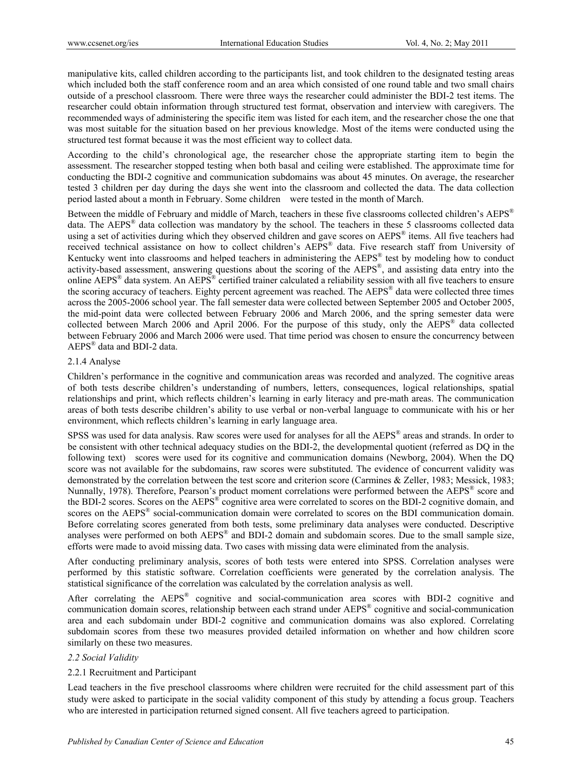manipulative kits, called children according to the participants list, and took children to the designated testing areas which included both the staff conference room and an area which consisted of one round table and two small chairs outside of a preschool classroom. There were three ways the researcher could administer the BDI-2 test items. The researcher could obtain information through structured test format, observation and interview with caregivers. The recommended ways of administering the specific item was listed for each item, and the researcher chose the one that was most suitable for the situation based on her previous knowledge. Most of the items were conducted using the structured test format because it was the most efficient way to collect data.

According to the child's chronological age, the researcher chose the appropriate starting item to begin the assessment. The researcher stopped testing when both basal and ceiling were established. The approximate time for conducting the BDI-2 cognitive and communication subdomains was about 45 minutes. On average, the researcher tested 3 children per day during the days she went into the classroom and collected the data. The data collection period lasted about a month in February. Some children were tested in the month of March.

Between the middle of February and middle of March, teachers in these five classrooms collected children's AEPS® data. The AEPS® data collection was mandatory by the school. The teachers in these 5 classrooms collected data using a set of activities during which they observed children and gave scores on AEPS® items. All five teachers had received technical assistance on how to collect children's AEPS® data. Five research staff from University of Kentucky went into classrooms and helped teachers in administering the AEPS® test by modeling how to conduct activity-based assessment, answering questions about the scoring of the AEPS®, and assisting data entry into the online AEPS® data system. An AEPS® certified trainer calculated a reliability session with all five teachers to ensure the scoring accuracy of teachers. Eighty percent agreement was reached. The AEPS® data were collected three times across the 2005-2006 school year. The fall semester data were collected between September 2005 and October 2005, the mid-point data were collected between February 2006 and March 2006, and the spring semester data were collected between March 2006 and April 2006. For the purpose of this study, only the AEPS® data collected between February 2006 and March 2006 were used. That time period was chosen to ensure the concurrency between AEPS® data and BDI-2 data.

2.1.4 Analyse

Children's performance in the cognitive and communication areas was recorded and analyzed. The cognitive areas of both tests describe children's understanding of numbers, letters, consequences, logical relationships, spatial relationships and print, which reflects children's learning in early literacy and pre-math areas. The communication areas of both tests describe children's ability to use verbal or non-verbal language to communicate with his or her environment, which reflects children's learning in early language area.

SPSS was used for data analysis. Raw scores were used for analyses for all the AEPS® areas and strands. In order to be consistent with other technical adequacy studies on the BDI-2, the developmental quotient (referred as DQ in the following text) scores were used for its cognitive and communication domains (Newborg, 2004). When the DQ score was not available for the subdomains, raw scores were substituted. The evidence of concurrent validity was demonstrated by the correlation between the test score and criterion score (Carmines & Zeller, 1983; Messick, 1983; Nunnally, 1978). Therefore, Pearson's product moment correlations were performed between the AEPS® score and the BDI-2 scores. Scores on the AEPS® cognitive area were correlated to scores on the BDI-2 cognitive domain, and scores on the AEPS® social-communication domain were correlated to scores on the BDI communication domain. Before correlating scores generated from both tests, some preliminary data analyses were conducted. Descriptive analyses were performed on both AEPS® and BDI-2 domain and subdomain scores. Due to the small sample size, efforts were made to avoid missing data. Two cases with missing data were eliminated from the analysis.

After conducting preliminary analysis, scores of both tests were entered into SPSS. Correlation analyses were performed by this statistic software. Correlation coefficients were generated by the correlation analysis. The statistical significance of the correlation was calculated by the correlation analysis as well.

After correlating the AEPS® cognitive and social-communication area scores with BDI-2 cognitive and communication domain scores, relationship between each strand under AEPS® cognitive and social-communication area and each subdomain under BDI-2 cognitive and communication domains was also explored. Correlating subdomain scores from these two measures provided detailed information on whether and how children score similarly on these two measures.

*2.2 Social Validity*

2.2.1 Recruitment and Participant

Lead teachers in the five preschool classrooms where children were recruited for the child assessment part of this study were asked to participate in the social validity component of this study by attending a focus group. Teachers who are interested in participation returned signed consent. All five teachers agreed to participation.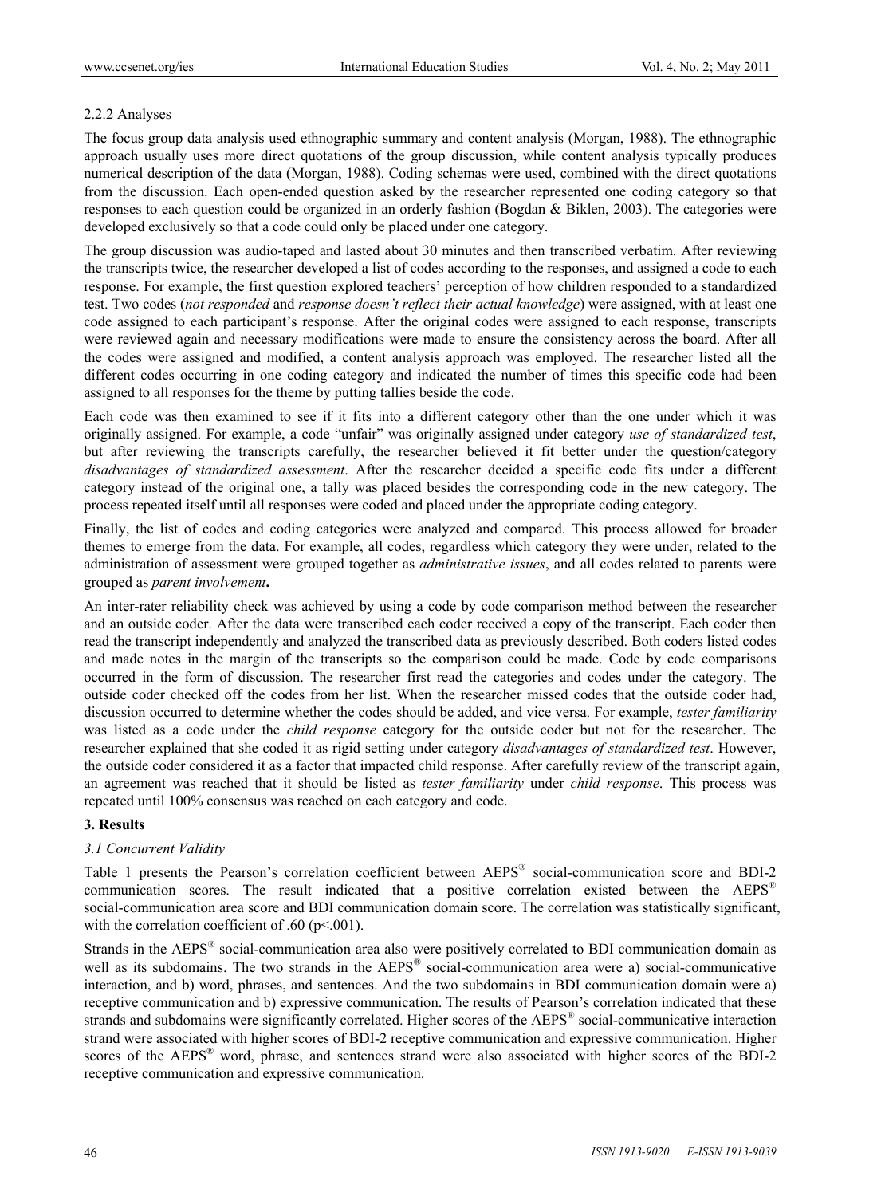#### 2.2.2 Analyses

The focus group data analysis used ethnographic summary and content analysis (Morgan, 1988). The ethnographic approach usually uses more direct quotations of the group discussion, while content analysis typically produces numerical description of the data (Morgan, 1988). Coding schemas were used, combined with the direct quotations from the discussion. Each open-ended question asked by the researcher represented one coding category so that responses to each question could be organized in an orderly fashion (Bogdan & Biklen, 2003). The categories were developed exclusively so that a code could only be placed under one category.

The group discussion was audio-taped and lasted about 30 minutes and then transcribed verbatim. After reviewing the transcripts twice, the researcher developed a list of codes according to the responses, and assigned a code to each response. For example, the first question explored teachers' perception of how children responded to a standardized test. Two codes (*not responded* and *response doesn't reflect their actual knowledge*) were assigned, with at least one code assigned to each participant's response. After the original codes were assigned to each response, transcripts were reviewed again and necessary modifications were made to ensure the consistency across the board. After all the codes were assigned and modified, a content analysis approach was employed. The researcher listed all the different codes occurring in one coding category and indicated the number of times this specific code had been assigned to all responses for the theme by putting tallies beside the code.

Each code was then examined to see if it fits into a different category other than the one under which it was originally assigned. For example, a code "unfair" was originally assigned under category *use of standardized test*, but after reviewing the transcripts carefully, the researcher believed it fit better under the question/category *disadvantages of standardized assessment*. After the researcher decided a specific code fits under a different category instead of the original one, a tally was placed besides the corresponding code in the new category. The process repeated itself until all responses were coded and placed under the appropriate coding category.

Finally, the list of codes and coding categories were analyzed and compared. This process allowed for broader themes to emerge from the data. For example, all codes, regardless which category they were under, related to the administration of assessment were grouped together as *administrative issues*, and all codes related to parents were grouped as ***parent involvement*.**

An inter-rater reliability check was achieved by using a code by code comparison method between the researcher and an outside coder. After the data were transcribed each coder received a copy of the transcript. Each coder then read the transcript independently and analyzed the transcribed data as previously described. Both coders listed codes and made notes in the margin of the transcripts so the comparison could be made. Code by code comparisons occurred in the form of discussion. The researcher first read the categories and codes under the category. The outside coder checked off the codes from her list. When the researcher missed codes that the outside coder had, discussion occurred to determine whether the codes should be added, and vice versa. For example, *tester familiarity* was listed as a code under the *child response* category for the outside coder but not for the researcher. The researcher explained that she coded it as rigid setting under category *disadvantages of standardized test*. However, the outside coder considered it as a factor that impacted child response. After carefully review of the transcript again, an agreement was reached that it should be listed as *tester familiarity* under *child response*. This process was repeated until 100% consensus was reached on each category and code.

## 3. Results

### *3.1 Concurrent Validity*

Table 1 presents the Pearson's correlation coefficient between AEPS® social-communication score and BDI-2 communication scores. The result indicated that a positive correlation existed between the AEPS® social-communication area score and BDI communication domain score. The correlation was statistically significant, with the correlation coefficient of .60 ($p<.001$).

Strands in the AEPS® social-communication area also were positively correlated to BDI communication domain as well as its subdomains. The two strands in the AEPS® social-communication area were a) social-communicative interaction, and b) word, phrases, and sentences. And the two subdomains in BDI communication domain were a) receptive communication and b) expressive communication. The results of Pearson's correlation indicated that these strands and subdomains were significantly correlated. Higher scores of the AEPS® social-communicative interaction strand were associated with higher scores of BDI-2 receptive communication and expressive communication. Higher scores of the AEPS® word, phrase, and sentences strand were also associated with higher scores of the BDI-2 receptive communication and expressive communication.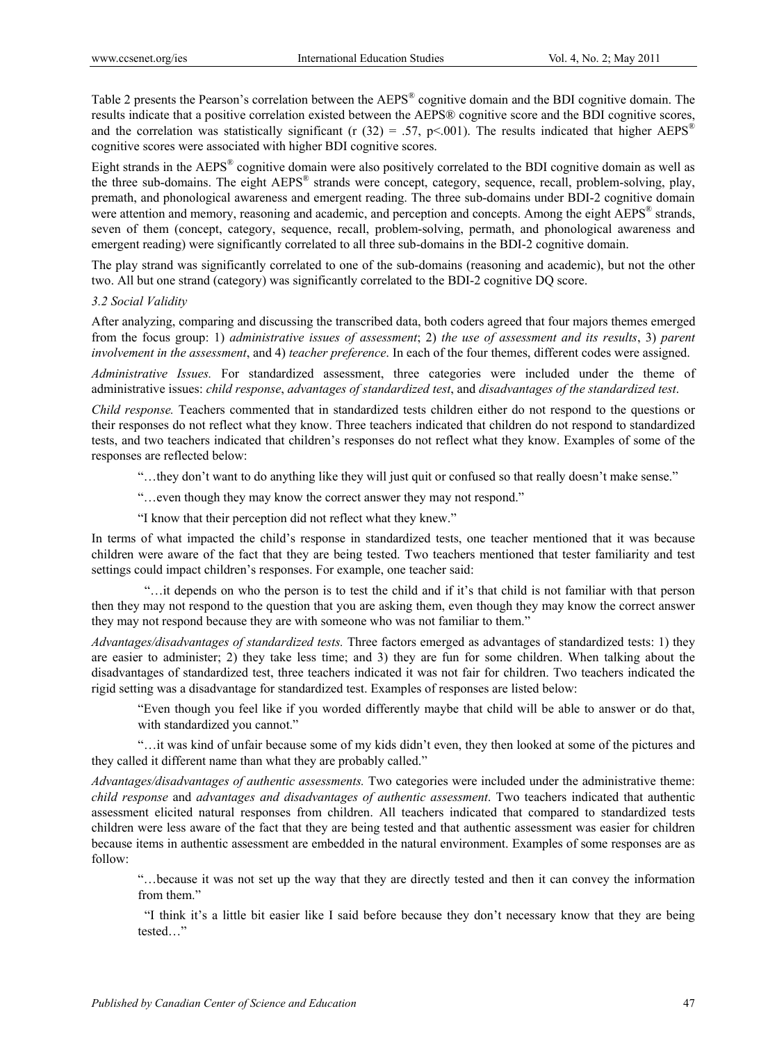Table 2 presents the Pearson's correlation between the AEPS® cognitive domain and the BDI cognitive domain. The results indicate that a positive correlation existed between the AEPS® cognitive score and the BDI cognitive scores, and the correlation was statistically significant ($r$ (32) = .57, $p$<.001). The results indicated that higher AEPS® cognitive scores were associated with higher BDI cognitive scores.

Eight strands in the AEPS® cognitive domain were also positively correlated to the BDI cognitive domain as well as the three sub-domains. The eight AEPS® strands were concept, category, sequence, recall, problem-solving, play, premath, and phonological awareness and emergent reading. The three sub-domains under BDI-2 cognitive domain were attention and memory, reasoning and academic, and perception and concepts. Among the eight AEPS® strands, seven of them (concept, category, sequence, recall, problem-solving, permath, and phonological awareness and emergent reading) were significantly correlated to all three sub-domains in the BDI-2 cognitive domain.

The play strand was significantly correlated to one of the sub-domains (reasoning and academic), but not the other two. All but one strand (category) was significantly correlated to the BDI-2 cognitive DQ score.

### *3.2 Social Validity*

After analyzing, comparing and discussing the transcribed data, both coders agreed that four majors themes emerged from the focus group: 1) *administrative issues of assessment*; 2) *the use of assessment and its results*, 3) *parent involvement in the assessment*, and 4) *teacher preference*. In each of the four themes, different codes were assigned.

*Administrative Issues.* For standardized assessment, three categories were included under the theme of administrative issues: *child response*, *advantages of standardized test*, and *disadvantages of the standardized test*.

*Child response.* Teachers commented that in standardized tests children either do not respond to the questions or their responses do not reflect what they know. Three teachers indicated that children do not respond to standardized tests, and two teachers indicated that children's responses do not reflect what they know. Examples of some of the responses are reflected below:

> "…they don't want to do anything like they will just quit or confused so that really doesn't make sense."
>
> "…even though they may know the correct answer they may not respond."
>
> "I know that their perception did not reflect what they knew."

In terms of what impacted the child's response in standardized tests, one teacher mentioned that it was because children were aware of the fact that they are being tested. Two teachers mentioned that tester familiarity and test settings could impact children's responses. For example, one teacher said:

"…it depends on who the person is to test the child and if it's that child is not familiar with that person then they may not respond to the question that you are asking them, even though they may know the correct answer they may not respond because they are with someone who was not familiar to them."

*Advantages/disadvantages of standardized tests.* Three factors emerged as advantages of standardized tests: 1) they are easier to administer; 2) they take less time; and 3) they are fun for some children. When talking about the disadvantages of standardized test, three teachers indicated it was not fair for children. Two teachers indicated the rigid setting was a disadvantage for standardized test. Examples of responses are listed below:

> "Even though you feel like if you worded differently maybe that child will be able to answer or do that, with standardized you cannot."

"…it was kind of unfair because some of my kids didn't even, they then looked at some of the pictures and they called it different name than what they are probably called."

*Advantages/disadvantages of authentic assessments.* Two categories were included under the administrative theme: *child response* and *advantages and disadvantages of authentic assessment*. Two teachers indicated that authentic assessment elicited natural responses from children. All teachers indicated that compared to standardized tests children were less aware of the fact that they are being tested and that authentic assessment was easier for children because items in authentic assessment are embedded in the natural environment. Examples of some responses are as follow:

> "…because it was not set up the way that they are directly tested and then it can convey the information from them."
>
> "I think it's a little bit easier like I said before because they don't necessary know that they are being tested…"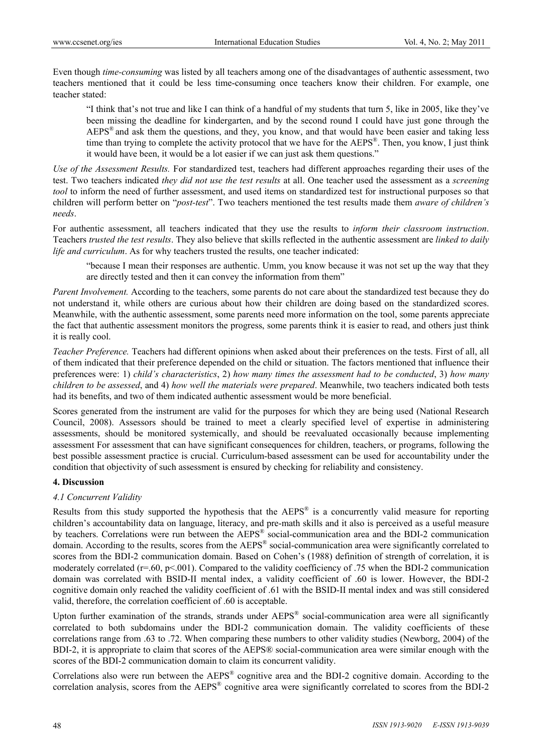Even though *time-consuming* was listed by all teachers among one of the disadvantages of authentic assessment, two teachers mentioned that it could be less time-consuming once teachers know their children. For example, one teacher stated:

> "I think that's not true and like I can think of a handful of my students that turn 5, like in 2005, like they've been missing the deadline for kindergarten, and by the second round I could have just gone through the AEPS® and ask them the questions, and they, you know, and that would have been easier and taking less time than trying to complete the activity protocol that we have for the AEPS®. Then, you know, I just think it would have been, it would be a lot easier if we can just ask them questions."

*Use of the Assessment Results.* For standardized test, teachers had different approaches regarding their uses of the test. Two teachers indicated *they did not use the test results* at all. One teacher used the assessment as a *screening tool* to inform the need of further assessment, and used items on standardized test for instructional purposes so that children will perform better on "*post-test*". Two teachers mentioned the test results made them *aware of children's needs*.

For authentic assessment, all teachers indicated that they use the results to *inform their classroom instruction*. Teachers *trusted the test results*. They also believe that skills reflected in the authentic assessment are *linked to daily life and curriculum*. As for why teachers trusted the results, one teacher indicated:

> "because I mean their responses are authentic. Umm, you know because it was not set up the way that they are directly tested and then it can convey the information from them"

*Parent Involvement.* According to the teachers, some parents do not care about the standardized test because they do not understand it, while others are curious about how their children are doing based on the standardized scores. Meanwhile, with the authentic assessment, some parents need more information on the tool, some parents appreciate the fact that authentic assessment monitors the progress, some parents think it is easier to read, and others just think it is really cool.

*Teacher Preference.* Teachers had different opinions when asked about their preferences on the tests. First of all, all of them indicated that their preference depended on the child or situation. The factors mentioned that influence their preferences were: 1) *child's characteristics*, 2) *how many times the assessment had to be conducted*, 3) *how many children to be assessed*, and 4) *how well the materials were prepared*. Meanwhile, two teachers indicated both tests had its benefits, and two of them indicated authentic assessment would be more beneficial.

Scores generated from the instrument are valid for the purposes for which they are being used (National Research Council, 2008). Assessors should be trained to meet a clearly specified level of expertise in administering assessments, should be monitored systemically, and should be reevaluated occasionally because implementing assessment For assessment that can have significant consequences for children, teachers, or programs, following the best possible assessment practice is crucial. Curriculum-based assessment can be used for accountability under the condition that objectivity of such assessment is ensured by checking for reliability and consistency.

## 4. Discussion

### 4.1 Concurrent Validity

Results from this study supported the hypothesis that the AEPS® is a concurrently valid measure for reporting children's accountability data on language, literacy, and pre-math skills and it also is perceived as a useful measure by teachers. Correlations were run between the AEPS® social-communication area and the BDI-2 communication domain. According to the results, scores from the AEPS® social-communication area were significantly correlated to scores from the BDI-2 communication domain. Based on Cohen's (1988) definition of strength of correlation, it is moderately correlated ($r=.60$, $p<.001$). Compared to the validity coefficiency of .75 when the BDI-2 communication domain was correlated with BSID-II mental index, a validity coefficient of .60 is lower. However, the BDI-2 cognitive domain only reached the validity coefficient of .61 with the BSID-II mental index and was still considered valid, therefore, the correlation coefficient of .60 is acceptable.

Upton further examination of the strands, strands under AEPS® social-communication area were all significantly correlated to both subdomains under the BDI-2 communication domain. The validity coefficients of these correlations range from .63 to .72. When comparing these numbers to other validity studies (Newborg, 2004) of the BDI-2, it is appropriate to claim that scores of the AEPS® social-communication area were similar enough with the scores of the BDI-2 communication domain to claim its concurrent validity.

Correlations also were run between the AEPS® cognitive area and the BDI-2 cognitive domain. According to the correlation analysis, scores from the AEPS® cognitive area were significantly correlated to scores from the BDI-2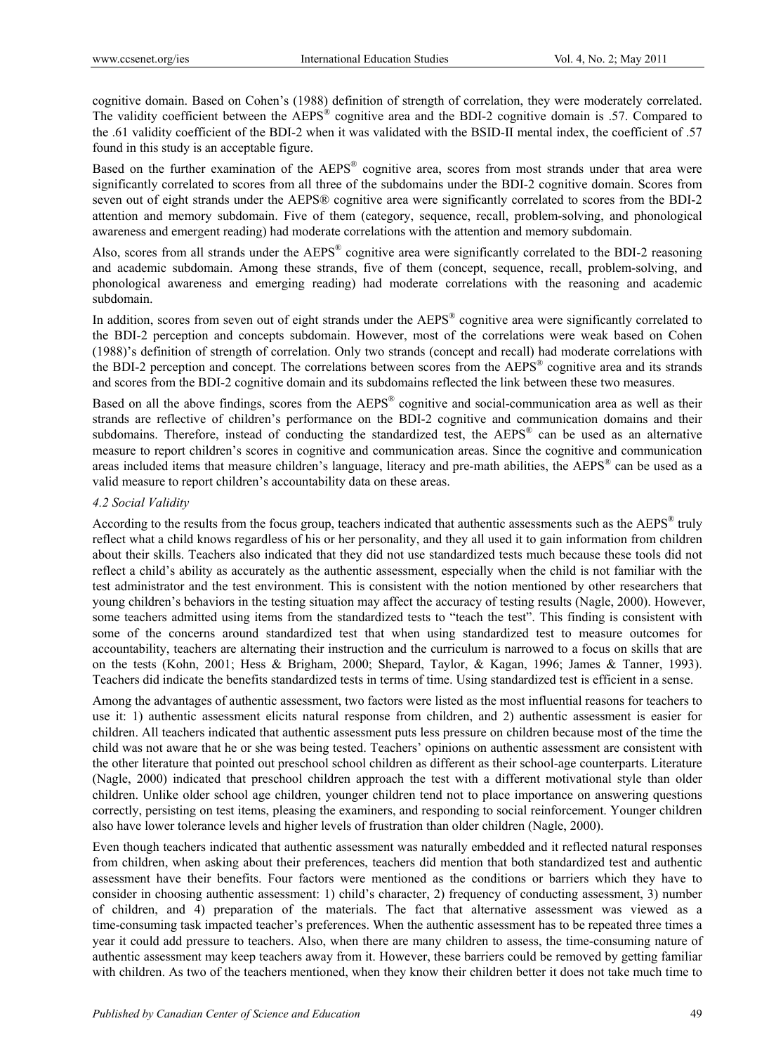cognitive domain. Based on Cohen's (1988) definition of strength of correlation, they were moderately correlated. The validity coefficient between the AEPS® cognitive area and the BDI-2 cognitive domain is .57. Compared to the .61 validity coefficient of the BDI-2 when it was validated with the BSID-II mental index, the coefficient of .57 found in this study is an acceptable figure.

Based on the further examination of the AEPS® cognitive area, scores from most strands under that area were significantly correlated to scores from all three of the subdomains under the BDI-2 cognitive domain. Scores from seven out of eight strands under the AEPS® cognitive area were significantly correlated to scores from the BDI-2 attention and memory subdomain. Five of them (category, sequence, recall, problem-solving, and phonological awareness and emergent reading) had moderate correlations with the attention and memory subdomain.

Also, scores from all strands under the AEPS® cognitive area were significantly correlated to the BDI-2 reasoning and academic subdomain. Among these strands, five of them (concept, sequence, recall, problem-solving, and phonological awareness and emerging reading) had moderate correlations with the reasoning and academic subdomain.

In addition, scores from seven out of eight strands under the AEPS® cognitive area were significantly correlated to the BDI-2 perception and concepts subdomain. However, most of the correlations were weak based on Cohen (1988)'s definition of strength of correlation. Only two strands (concept and recall) had moderate correlations with the BDI-2 perception and concept. The correlations between scores from the AEPS® cognitive area and its strands and scores from the BDI-2 cognitive domain and its subdomains reflected the link between these two measures.

Based on all the above findings, scores from the AEPS® cognitive and social-communication area as well as their strands are reflective of children's performance on the BDI-2 cognitive and communication domains and their subdomains. Therefore, instead of conducting the standardized test, the AEPS® can be used as an alternative measure to report children's scores in cognitive and communication areas. Since the cognitive and communication areas included items that measure children's language, literacy and pre-math abilities, the AEPS® can be used as a valid measure to report children's accountability data on these areas.

*4.2 Social Validity*

According to the results from the focus group, teachers indicated that authentic assessments such as the AEPS® truly reflect what a child knows regardless of his or her personality, and they all used it to gain information from children about their skills. Teachers also indicated that they did not use standardized tests much because these tools did not reflect a child's ability as accurately as the authentic assessment, especially when the child is not familiar with the test administrator and the test environment. This is consistent with the notion mentioned by other researchers that young children's behaviors in the testing situation may affect the accuracy of testing results (Nagle, 2000). However, some teachers admitted using items from the standardized tests to "teach the test". This finding is consistent with some of the concerns around standardized test that when using standardized test to measure outcomes for accountability, teachers are alternating their instruction and the curriculum is narrowed to a focus on skills that are on the tests (Kohn, 2001; Hess & Brigham, 2000; Shepard, Taylor, & Kagan, 1996; James & Tanner, 1993). Teachers did indicate the benefits standardized tests in terms of time. Using standardized test is efficient in a sense.

Among the advantages of authentic assessment, two factors were listed as the most influential reasons for teachers to use it: 1) authentic assessment elicits natural response from children, and 2) authentic assessment is easier for children. All teachers indicated that authentic assessment puts less pressure on children because most of the time the child was not aware that he or she was being tested. Teachers' opinions on authentic assessment are consistent with the other literature that pointed out preschool school children as different as their school-age counterparts. Literature (Nagle, 2000) indicated that preschool children approach the test with a different motivational style than older children. Unlike older school age children, younger children tend not to place importance on answering questions correctly, persisting on test items, pleasing the examiners, and responding to social reinforcement. Younger children also have lower tolerance levels and higher levels of frustration than older children (Nagle, 2000).

Even though teachers indicated that authentic assessment was naturally embedded and it reflected natural responses from children, when asking about their preferences, teachers did mention that both standardized test and authentic assessment have their benefits. Four factors were mentioned as the conditions or barriers which they have to consider in choosing authentic assessment: 1) child's character, 2) frequency of conducting assessment, 3) number of children, and 4) preparation of the materials. The fact that alternative assessment was viewed as a time-consuming task impacted teacher's preferences. When the authentic assessment has to be repeated three times a year it could add pressure to teachers. Also, when there are many children to assess, the time-consuming nature of authentic assessment may keep teachers away from it. However, these barriers could be removed by getting familiar with children. As two of the teachers mentioned, when they know their children better it does not take much time to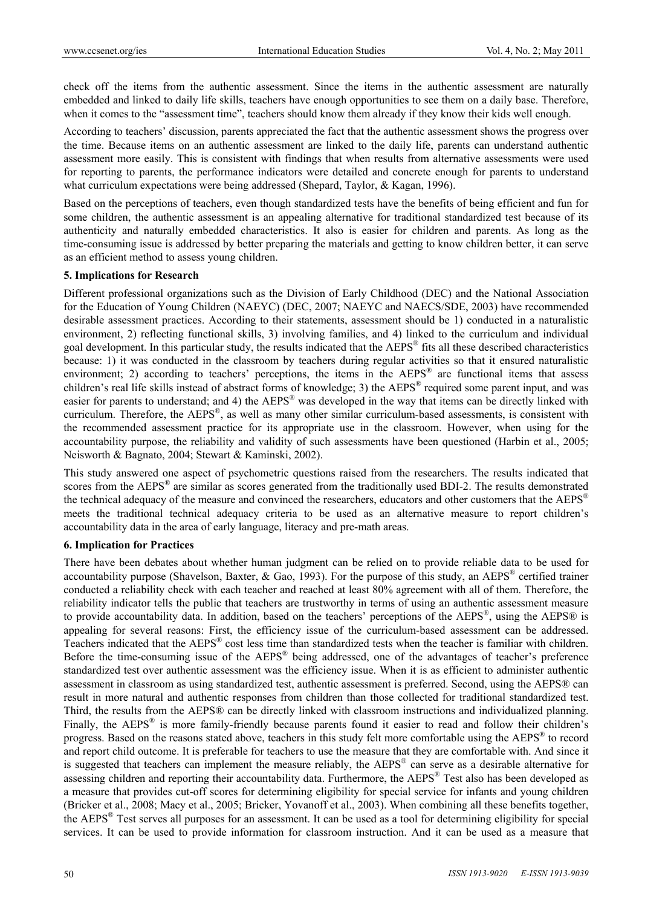check off the items from the authentic assessment. Since the items in the authentic assessment are naturally embedded and linked to daily life skills, teachers have enough opportunities to see them on a daily base. Therefore, when it comes to the "assessment time", teachers should know them already if they know their kids well enough.

According to teachers' discussion, parents appreciated the fact that the authentic assessment shows the progress over the time. Because items on an authentic assessment are linked to the daily life, parents can understand authentic assessment more easily. This is consistent with findings that when results from alternative assessments were used for reporting to parents, the performance indicators were detailed and concrete enough for parents to understand what curriculum expectations were being addressed (Shepard, Taylor, & Kagan, 1996).

Based on the perceptions of teachers, even though standardized tests have the benefits of being efficient and fun for some children, the authentic assessment is an appealing alternative for traditional standardized test because of its authenticity and naturally embedded characteristics. It also is easier for children and parents. As long as the time-consuming issue is addressed by better preparing the materials and getting to know children better, it can serve as an efficient method to assess young children.

**5. Implications for Research**

Different professional organizations such as the Division of Early Childhood (DEC) and the National Association for the Education of Young Children (NAEYC) (DEC, 2007; NAEYC and NAECS/SDE, 2003) have recommended desirable assessment practices. According to their statements, assessment should be 1) conducted in a naturalistic environment, 2) reflecting functional skills, 3) involving families, and 4) linked to the curriculum and individual goal development. In this particular study, the results indicated that the AEPS® fits all these described characteristics because: 1) it was conducted in the classroom by teachers during regular activities so that it ensured naturalistic environment; 2) according to teachers' perceptions, the items in the AEPS® are functional items that assess children's real life skills instead of abstract forms of knowledge; 3) the AEPS® required some parent input, and was easier for parents to understand; and 4) the AEPS® was developed in the way that items can be directly linked with curriculum. Therefore, the AEPS®, as well as many other similar curriculum-based assessments, is consistent with the recommended assessment practice for its appropriate use in the classroom. However, when using for the accountability purpose, the reliability and validity of such assessments have been questioned (Harbin et al., 2005; Neisworth & Bagnato, 2004; Stewart & Kaminski, 2002).

This study answered one aspect of psychometric questions raised from the researchers. The results indicated that scores from the AEPS® are similar as scores generated from the traditionally used BDI-2. The results demonstrated the technical adequacy of the measure and convinced the researchers, educators and other customers that the AEPS® meets the traditional technical adequacy criteria to be used as an alternative measure to report children's accountability data in the area of early language, literacy and pre-math areas.

**6. Implication for Practices**

There have been debates about whether human judgment can be relied on to provide reliable data to be used for accountability purpose (Shavelson, Baxter, & Gao, 1993). For the purpose of this study, an AEPS® certified trainer conducted a reliability check with each teacher and reached at least 80% agreement with all of them. Therefore, the reliability indicator tells the public that teachers are trustworthy in terms of using an authentic assessment measure to provide accountability data. In addition, based on the teachers' perceptions of the AEPS®, using the AEPS® is appealing for several reasons: First, the efficiency issue of the curriculum-based assessment can be addressed. Teachers indicated that the AEPS® cost less time than standardized tests when the teacher is familiar with children. Before the time-consuming issue of the AEPS® being addressed, one of the advantages of teacher's preference standardized test over authentic assessment was the efficiency issue. When it is as efficient to administer authentic assessment in classroom as using standardized test, authentic assessment is preferred. Second, using the AEPS® can result in more natural and authentic responses from children than those collected for traditional standardized test. Third, the results from the AEPS® can be directly linked with classroom instructions and individualized planning. Finally, the AEPS® is more family-friendly because parents found it easier to read and follow their children's progress. Based on the reasons stated above, teachers in this study felt more comfortable using the AEPS® to record and report child outcome. It is preferable for teachers to use the measure that they are comfortable with. And since it is suggested that teachers can implement the measure reliably, the AEPS® can serve as a desirable alternative for assessing children and reporting their accountability data. Furthermore, the AEPS® Test also has been developed as a measure that provides cut-off scores for determining eligibility for special service for infants and young children (Bricker et al., 2008; Macy et al., 2005; Bricker, Yovanoff et al., 2003). When combining all these benefits together, the AEPS® Test serves all purposes for an assessment. It can be used as a tool for determining eligibility for special services. It can be used to provide information for classroom instruction. And it can be used as a measure that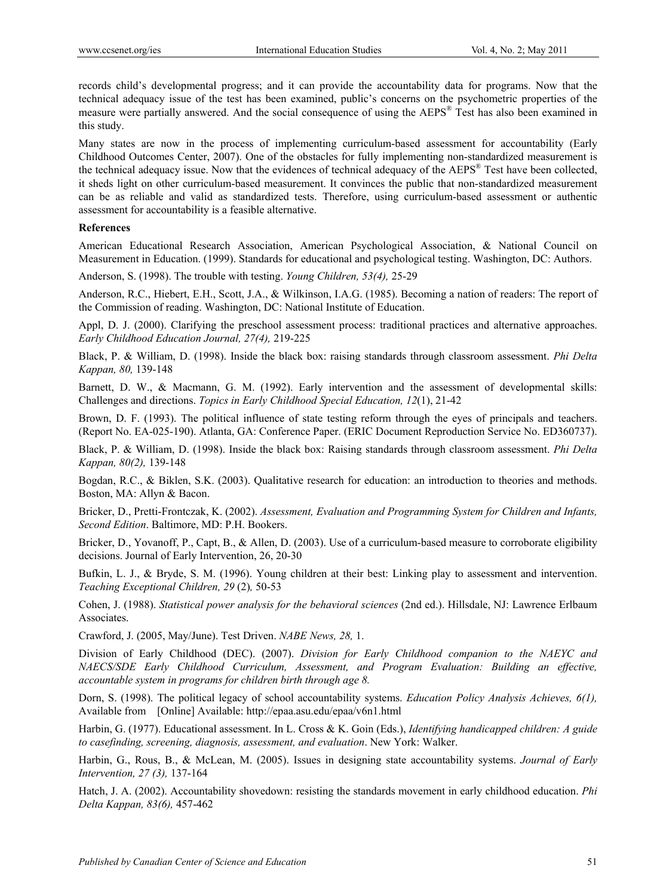records child's developmental progress; and it can provide the accountability data for programs. Now that the technical adequacy issue of the test has been examined, public's concerns on the psychometric properties of the measure were partially answered. And the social consequence of using the AEPS® Test has also been examined in this study.

Many states are now in the process of implementing curriculum-based assessment for accountability (Early Childhood Outcomes Center, 2007). One of the obstacles for fully implementing non-standardized measurement is the technical adequacy issue. Now that the evidences of technical adequacy of the AEPS® Test have been collected, it sheds light on other curriculum-based measurement. It convinces the public that non-standardized measurement can be as reliable and valid as standardized tests. Therefore, using curriculum-based assessment or authentic assessment for accountability is a feasible alternative.

**References**

American Educational Research Association, American Psychological Association, & National Council on Measurement in Education. (1999). Standards for educational and psychological testing. Washington, DC: Authors.

Anderson, S. (1998). The trouble with testing. *Young Children, 53(4),* 25-29

Anderson, R.C., Hiebert, E.H., Scott, J.A., & Wilkinson, I.A.G. (1985). Becoming a nation of readers: The report of the Commission of reading. Washington, DC: National Institute of Education.

Appl, D. J. (2000). Clarifying the preschool assessment process: traditional practices and alternative approaches. *Early Childhood Education Journal, 27(4),* 219-225

Black, P. & William, D. (1998). Inside the black box: raising standards through classroom assessment. *Phi Delta Kappan, 80,* 139-148

Barnett, D. W., & Macmann, G. M. (1992). Early intervention and the assessment of developmental skills: Challenges and directions. *Topics in Early Childhood Special Education, 12*(1), 21-42

Brown, D. F. (1993). The political influence of state testing reform through the eyes of principals and teachers. (Report No. EA-025-190). Atlanta, GA: Conference Paper. (ERIC Document Reproduction Service No. ED360737).

Black, P. & William, D. (1998). Inside the black box: Raising standards through classroom assessment. *Phi Delta Kappan, 80(2),* 139-148

Bogdan, R.C., & Biklen, S.K. (2003). Qualitative research for education: an introduction to theories and methods. Boston, MA: Allyn & Bacon.

Bricker, D., Pretti-Frontczak, K. (2002). *Assessment, Evaluation and Programming System for Children and Infants, Second Edition*. Baltimore, MD: P.H. Bookers.

Bricker, D., Yovanoff, P., Capt, B., & Allen, D. (2003). Use of a curriculum-based measure to corroborate eligibility decisions. Journal of Early Intervention, 26, 20-30

Bufkin, L. J., & Bryde, S. M. (1996). Young children at their best: Linking play to assessment and intervention. *Teaching Exceptional Children, 29* (2)*,* 50-53

Cohen, J. (1988). *Statistical power analysis for the behavioral sciences* (2nd ed.). Hillsdale, NJ: Lawrence Erlbaum Associates.

Crawford, J. (2005, May/June). Test Driven. *NABE News, 28,* 1.

Division of Early Childhood (DEC). (2007). *Division for Early Childhood companion to the NAEYC and NAECS/SDE Early Childhood Curriculum, Assessment, and Program Evaluation: Building an effective, accountable system in programs for children birth through age 8.*

Dorn, S. (1998). The political legacy of school accountability systems. *Education Policy Analysis Achieves, 6(1),* Available from [Online] Available: http://epaa.asu.edu/epaa/v6n1.html

Harbin, G. (1977). Educational assessment. In L. Cross & K. Goin (Eds.), *Identifying handicapped children: A guide to casefinding, screening, diagnosis, assessment, and evaluation*. New York: Walker.

Harbin, G., Rous, B., & McLean, M. (2005). Issues in designing state accountability systems. *Journal of Early Intervention, 27 (3),* 137-164

Hatch, J. A. (2002). Accountability shovedown: resisting the standards movement in early childhood education. *Phi Delta Kappan, 83(6),* 457-462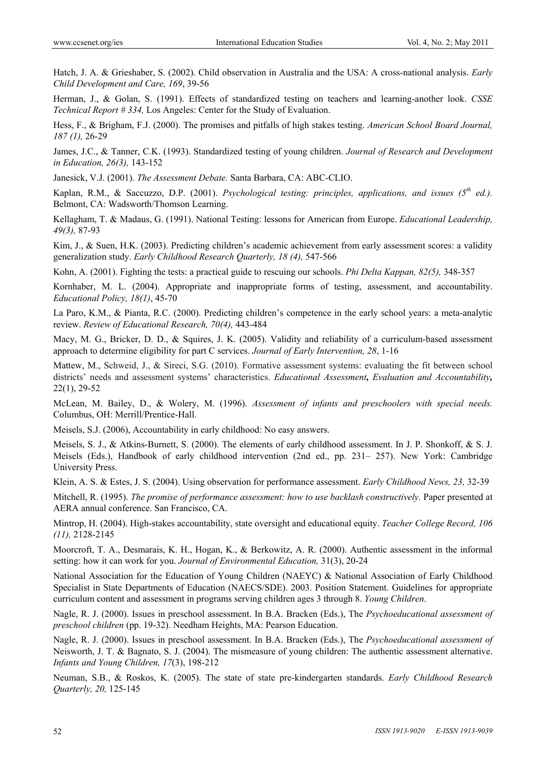Hatch, J. A. & Grieshaber, S. (2002). Child observation in Australia and the USA: A cross-national analysis. *Early Child Development and Care, 169*, 39-56

Herman, J., & Golan, S. (1991). Effects of standardized testing on teachers and learning-another look. *CSSE Technical Report # 334,* Los Angeles: Center for the Study of Evaluation.

Hess, F., & Brigham, F.J. (2000). The promises and pitfalls of high stakes testing. *American School Board Journal, 187 (1),* 26-29

James, J.C., & Tanner, C.K. (1993). Standardized testing of young children. *Journal of Research and Development in Education, 26(3),* 143-152

Janesick, V.J. (2001). *The Assessment Debate.* Santa Barbara, CA: ABC-CLIO.

Kaplan, R.M., & Saccuzzo, D.P. (2001). *Psychological testing: principles, applications, and issues (5th ed.).* Belmont, CA: Wadsworth/Thomson Learning.

Kellagham, T. & Madaus, G. (1991). National Testing: lessons for American from Europe. *Educational Leadership, 49(3),* 87-93

Kim, J., & Suen, H.K. (2003). Predicting children's academic achievement from early assessment scores: a validity generalization study. *Early Childhood Research Quarterly, 18 (4),* 547-566

Kohn, A. (2001). Fighting the tests: a practical guide to rescuing our schools. *Phi Delta Kappan, 82(5),* 348-357

Kornhaber, M. L. (2004). Appropriate and inappropriate forms of testing, assessment, and accountability. *Educational Policy, 18(1)*, 45-70

La Paro, K.M., & Pianta, R.C. (2000). Predicting children's competence in the early school years: a meta-analytic review. *Review of Educational Research, 70(4),* 443-484

Macy, M. G., Bricker, D. D., & Squires, J. K. (2005). Validity and reliability of a curriculum-based assessment approach to determine eligibility for part C services. *Journal of Early Intervention, 28*, 1-16

Mattew, M., Schweid, J., & Sireci, S.G. (2010). Formative assessment systems: evaluating the fit between school districts' needs and assessment systems' characteristics. *Educational Assessment, Evaluation and Accountability,* 22(1), 29-52

McLean, M. Bailey, D., & Wolery, M. (1996). *Assessment of infants and preschoolers with special needs.* Columbus, OH: Merrill/Prentice-Hall.

Meisels, S.J. (2006), Accountability in early childhood: No easy answers.

Meisels, S. J., & Atkins-Burnett, S. (2000). The elements of early childhood assessment. In J. P. Shonkoff, & S. J. Meisels (Eds.), Handbook of early childhood intervention (2nd ed., pp. 231– 257). New York: Cambridge University Press.

Klein, A. S. & Estes, J. S. (2004). Using observation for performance assessment. *Early Childhood News, 23,* 32-39

Mitchell, R. (1995). *The promise of performance assessment: how to use backlash constructively.* Paper presented at AERA annual conference. San Francisco, CA.

Mintrop, H. (2004). High-stakes accountability, state oversight and educational equity. *Teacher College Record, 106 (11),* 2128-2145

Moorcroft, T. A., Desmarais, K. H., Hogan, K., & Berkowitz, A. R. (2000). Authentic assessment in the informal setting: how it can work for you. *Journal of Environmental Education,* 31(3), 20-24

National Association for the Education of Young Children (NAEYC) & National Association of Early Childhood Specialist in State Departments of Education (NAECS/SDE). 2003. Position Statement. Guidelines for appropriate curriculum content and assessment in programs serving children ages 3 through 8. *Young Children*.

Nagle, R. J. (2000). Issues in preschool assessment. In B.A. Bracken (Eds.), The *Psychoeducational assessment of preschool children* (pp. 19-32). Needham Heights, MA: Pearson Education.

Nagle, R. J. (2000). Issues in preschool assessment. In B.A. Bracken (Eds.), The *Psychoeducational assessment of* Neisworth, J. T. & Bagnato, S. J. (2004). The mismeasure of young children: The authentic assessment alternative. *Infants and Young Children, 17*(3), 198-212

Neuman, S.B., & Roskos, K. (2005). The state of state pre-kindergarten standards. *Early Childhood Research Quarterly, 20,* 125-145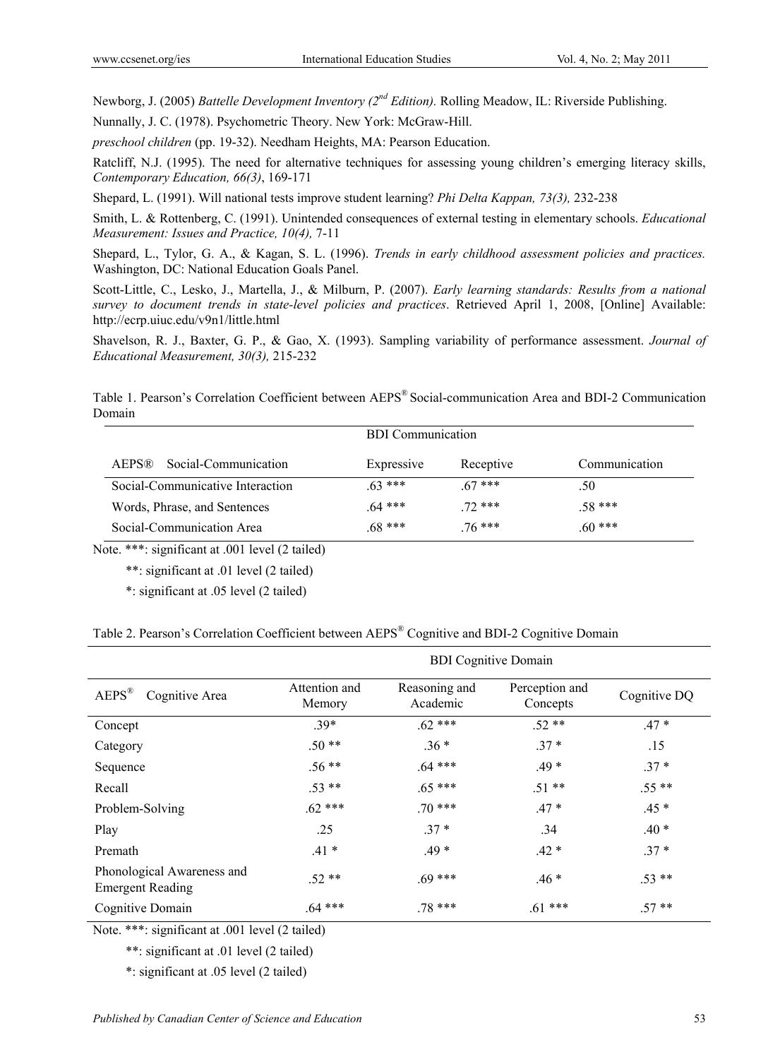Newborg, J. (2005) *Battelle Development Inventory (2nd Edition).* Rolling Meadow, IL: Riverside Publishing.

Nunnally, J. C. (1978). Psychometric Theory. New York: McGraw-Hill.

*preschool children* (pp. 19-32). Needham Heights, MA: Pearson Education.

Ratcliff, N.J. (1995). The need for alternative techniques for assessing young children's emerging literacy skills, *Contemporary Education, 66(3)*, 169-171

Shepard, L. (1991). Will national tests improve student learning? *Phi Delta Kappan, 73(3),* 232-238

Smith, L. & Rottenberg, C. (1991). Unintended consequences of external testing in elementary schools. *Educational Measurement: Issues and Practice, 10(4),* 7-11

Shepard, L., Tylor, G. A., & Kagan, S. L. (1996). *Trends in early childhood assessment policies and practices.* Washington, DC: National Education Goals Panel.

Scott-Little, C., Lesko, J., Martella, J., & Milburn, P. (2007). *Early learning standards: Results from a national survey to document trends in state-level policies and practices*. Retrieved April 1, 2008, [Online] Available: http://ecrp.uiuc.edu/v9n1/little.html

Shavelson, R. J., Baxter, G. P., & Gao, X. (1993). Sampling variability of performance assessment. *Journal of Educational Measurement, 30(3),* 215-232

Table 1. Pearson's Correlation Coefficient between AEPS® Social-communication Area and BDI-2 Communication Domain

| | BDI Communication | | |
|---|---|---|---|
| AEPS® Social-Communication | Expressive | Receptive | Communication |
| Social-Communicative Interaction | .63 *** | .67 *** | .50 |
| Words, Phrase, and Sentences | .64 *** | .72 *** | .58 *** |
| Social-Communication Area | .68 *** | .76 *** | .60 *** |

Note. ***: significant at .001 level (2 tailed)

**: significant at .01 level (2 tailed)

*: significant at .05 level (2 tailed)

Table 2. Pearson's Correlation Coefficient between AEPS® Cognitive and BDI-2 Cognitive Domain

| | BDI Cognitive Domain | | | |
|---|---|---|---|---|
| AEPS® Cognitive Area | Attention and Memory | Reasoning and Academic | Perception and Concepts | Cognitive DQ |
| Concept | .39* | .62 *** | .52 ** | .47 * |
| Category | .50 ** | .36 * | .37 * | .15 |
| Sequence | .56 ** | .64 *** | .49 * | .37 * |
| Recall | .53 ** | .65 *** | .51 ** | .55 ** |
| Problem-Solving | .62 *** | .70 *** | .47 * | .45 * |
| Play | .25 | .37 * | .34 | .40 * |
| Premath | .41 * | .49 * | .42 * | .37 * |
| Phonological Awareness and Emergent Reading | .52 ** | .69 *** | .46 * | .53 ** |
| Cognitive Domain | .64 *** | .78 *** | .61 *** | .57 ** |

Note. ***: significant at .001 level (2 tailed)

**: significant at .01 level (2 tailed)

*: significant at .05 level (2 tailed)